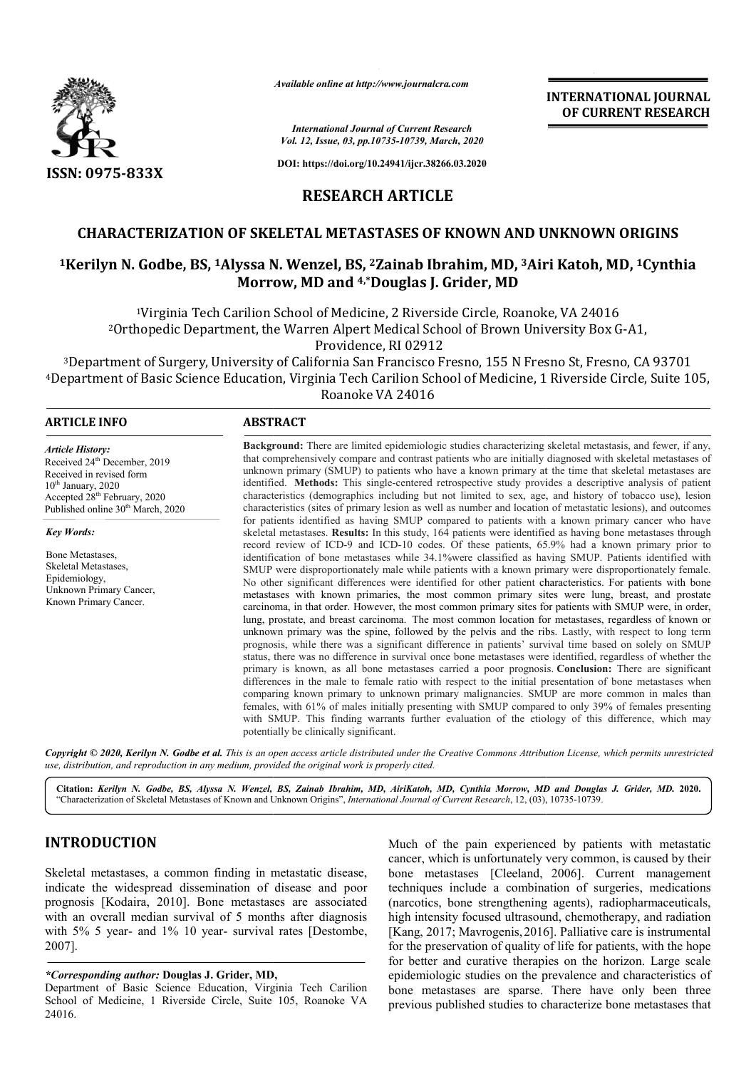# RESEARCH ARTICLE

## CHARACTERIZATION OF SKELETAL METASTASES OF KNOWN AND UNKNOWN ORIGINS

**[1]Kerilyn N. Godbe, BS, [1]Alyssa N. Wenzel, BS, [2]Zainab Ibrahim, MD, [3]Airi Katoh, MD, [1]Cynthia Morrow, MD and [4,*]Douglas J. Grider, MD**

[1]Virginia Tech Carilion School of Medicine, 2 Riverside Circle, Roanoke, VA 24016

[2]Orthopedic Department, the Warren Alpert Medical School of Brown University Box G-A1, Providence, RI 02912

[3]Department of Surgery, University of California San Francisco Fresno, 155 N Fresno St, Fresno, CA 93701

[4]Department of Basic Science Education, Virginia Tech Carilion School of Medicine, 1 Riverside Circle, Suite 105, Roanoke VA 24016

### ARTICLE INFO

*Article History:*

Received 24th December, 2019
Received in revised form 10th January, 2020
Accepted 28th February, 2020
Published online 30th March, 2020

*Key Words:*

Bone Metastases,
Skeletal Metastases,
Epidemiology,
Unknown Primary Cancer,
Known Primary Cancer.

### ABSTRACT

**Background:** There are limited epidemiologic studies characterizing skeletal metastasis, and fewer, if any, that comprehensively compare and contrast patients who are initially diagnosed with skeletal metastases of unknown primary (SMUP) to patients who have a known primary at the time that skeletal metastases are identified. **Methods:** This single-centered retrospective study provides a descriptive analysis of patient characteristics (demographics including but not limited to sex, age, and history of tobacco use), lesion characteristics (sites of primary lesion as well as number and location of metastatic lesions), and outcomes for patients identified as having SMUP compared to patients with a known primary cancer who have skeletal metastases. **Results:** In this study, 164 patients were identified as having bone metastases through record review of ICD-9 and ICD-10 codes. Of these patients, 65.9% had a known primary prior to identification of bone metastases while 34.1%were classified as having SMUP. Patients identified with SMUP were disproportionately male while patients with a known primary were disproportionately female. No other significant differences were identified for other patient characteristics. For patients with bone metastases with known primaries, the most common primary sites were lung, breast, and prostate carcinoma, in that order. However, the most common primary sites for patients with SMUP were, in order, lung, prostate, and breast carcinoma. The most common location for metastases, regardless of known or unknown primary was the spine, followed by the pelvis and the ribs. Lastly, with respect to long term prognosis, while there was a significant difference in patients' survival time based on solely on SMUP status, there was no difference in survival once bone metastases were identified, regardless of whether the primary is known, as all bone metastases carried a poor prognosis. **Conclusion:** There are significant differences in the male to female ratio with respect to the initial presentation of bone metastases when comparing known primary to unknown primary malignancies. SMUP are more common in males than females, with 61% of males initially presenting with SMUP compared to only 39% of females presenting with SMUP. This finding warrants further evaluation of the etiology of this difference, which may potentially be clinically significant.

*Copyright © 2020, Kerilyn N. Godbe et al. This is an open access article distributed under the Creative Commons Attribution License, which permits unrestricted use, distribution, and reproduction in any medium, provided the original work is properly cited.*

**Citation:** *Kerilyn N. Godbe, BS, Alyssa N. Wenzel, BS, Zainab Ibrahim, MD, AiriKatoh, MD, Cynthia Morrow, MD and Douglas J. Grider, MD.* **2020.** "Characterization of Skeletal Metastases of Known and Unknown Origins", *International Journal of Current Research*, 12, (03), 10735-10739.

## INTRODUCTION

Skeletal metastases, a common finding in metastatic disease, indicate the widespread dissemination of disease and poor prognosis [Kodaira, 2010]. Bone metastases are associated with an overall median survival of 5 months after diagnosis with 5% 5 year- and 1% 10 year- survival rates [Destombe, 2007].

Much of the pain experienced by patients with metastatic cancer, which is unfortunately very common, is caused by their bone metastases [Cleeland, 2006]. Current management techniques include a combination of surgeries, medications (narcotics, bone strengthening agents), radiopharmaceuticals, high intensity focused ultrasound, chemotherapy, and radiation [Kang, 2017; Mavrogenis, 2016]. Palliative care is instrumental for the preservation of quality of life for patients, with the hope for better and curative therapies on the horizon. Large scale epidemiologic studies on the prevalence and characteristics of bone metastases are sparse. There have only been three previous published studies to characterize bone metastases that

*\*Corresponding author:* **Douglas J. Grider, MD,**
Department of Basic Science Education, Virginia Tech Carilion School of Medicine, 1 Riverside Circle, Suite 105, Roanoke VA 24016.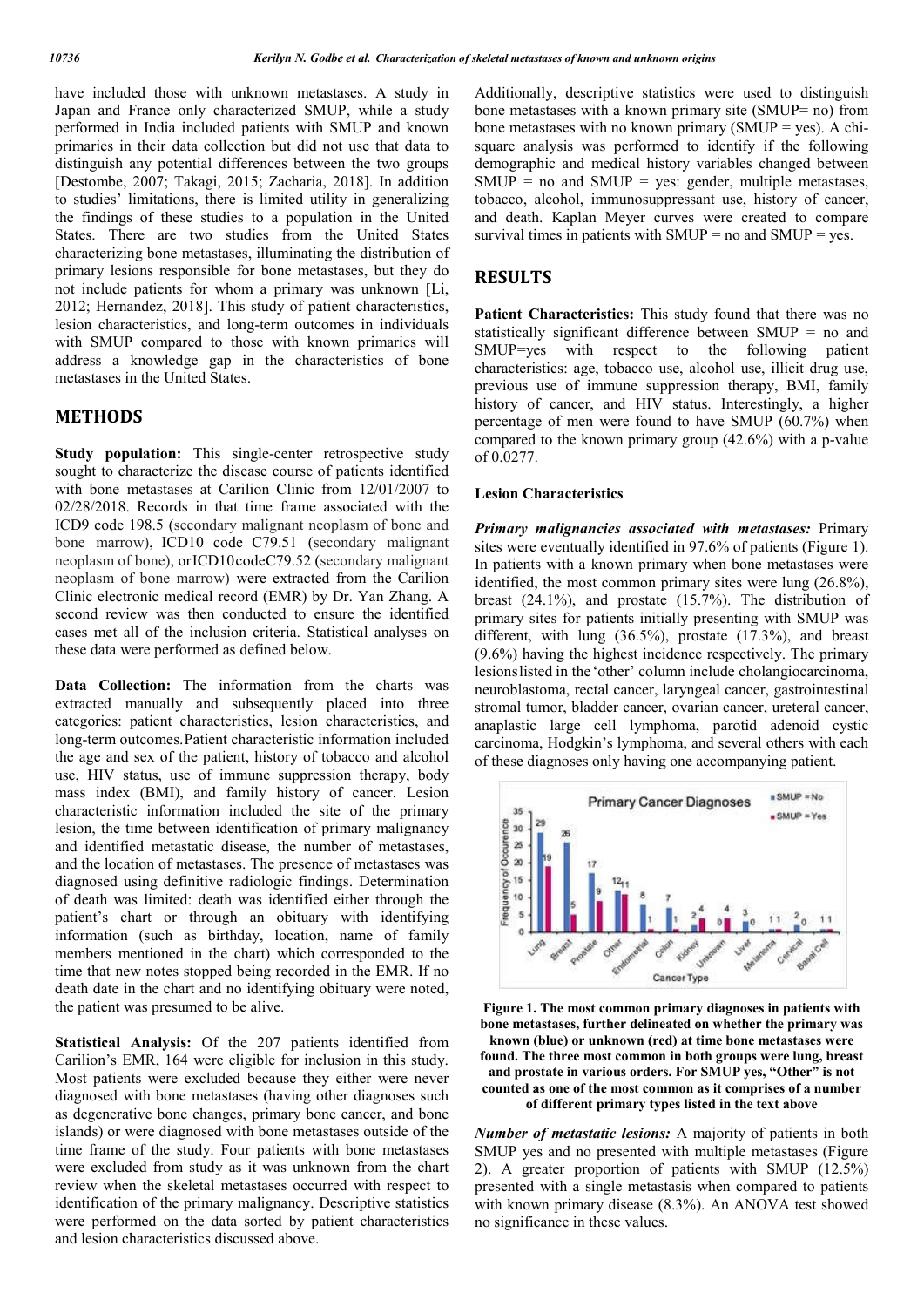have included those with unknown metastases. A study in Japan and France only characterized SMUP, while a study performed in India included patients with SMUP and known primaries in their data collection but did not use that data to distinguish any potential differences between the two groups [Destombe, 2007; Takagi, 2015; Zacharia, 2018]. In addition to studies' limitations, there is limited utility in generalizing the findings of these studies to a population in the United States. There are two studies from the United States characterizing bone metastases, illuminating the distribution of primary lesions responsible for bone metastases, but they do not include patients for whom a primary was unknown [Li, 2012; Hernandez, 2018]. This study of patient characteristics, lesion characteristics, and long-term outcomes in individuals with SMUP compared to those with known primaries will address a knowledge gap in the characteristics of bone metastases in the United States.

## METHODS

**Study population:** This single-center retrospective study sought to characterize the disease course of patients identified with bone metastases at Carilion Clinic from 12/01/2007 to 02/28/2018. Records in that time frame associated with the ICD9 code 198.5 (secondary malignant neoplasm of bone and bone marrow), ICD10 code C79.51 (secondary malignant neoplasm of bone), orICD10codeC79.52 (secondary malignant neoplasm of bone marrow) were extracted from the Carilion Clinic electronic medical record (EMR) by Dr. Yan Zhang. A second review was then conducted to ensure the identified cases met all of the inclusion criteria. Statistical analyses on these data were performed as defined below.

**Data Collection:** The information from the charts was extracted manually and subsequently placed into three categories: patient characteristics, lesion characteristics, and long-term outcomes.Patient characteristic information included the age and sex of the patient, history of tobacco and alcohol use, HIV status, use of immune suppression therapy, body mass index (BMI), and family history of cancer. Lesion characteristic information included the site of the primary lesion, the time between identification of primary malignancy and identified metastatic disease, the number of metastases, and the location of metastases. The presence of metastases was diagnosed using definitive radiologic findings. Determination of death was limited: death was identified either through the patient's chart or through an obituary with identifying information (such as birthday, location, name of family members mentioned in the chart) which corresponded to the time that new notes stopped being recorded in the EMR. If no death date in the chart and no identifying obituary were noted, the patient was presumed to be alive.

**Statistical Analysis:** Of the 207 patients identified from Carilion's EMR, 164 were eligible for inclusion in this study. Most patients were excluded because they either were never diagnosed with bone metastases (having other diagnoses such as degenerative bone changes, primary bone cancer, and bone islands) or were diagnosed with bone metastases outside of the time frame of the study. Four patients with bone metastases were excluded from study as it was unknown from the chart review when the skeletal metastases occurred with respect to identification of the primary malignancy. Descriptive statistics were performed on the data sorted by patient characteristics and lesion characteristics discussed above.

Additionally, descriptive statistics were used to distinguish bone metastases with a known primary site (SMUP= no) from bone metastases with no known primary (SMUP = yes). A chi-square analysis was performed to identify if the following demographic and medical history variables changed between SMUP = no and SMUP = yes: gender, multiple metastases, tobacco, alcohol, immunosuppressant use, history of cancer, and death. Kaplan Meyer curves were created to compare survival times in patients with SMUP = no and SMUP = yes.

## RESULTS

**Patient Characteristics:** This study found that there was no statistically significant difference between SMUP = no and SMUP=yes with respect to the following patient characteristics: age, tobacco use, alcohol use, illicit drug use, previous use of immune suppression therapy, BMI, family history of cancer, and HIV status. Interestingly, a higher percentage of men were found to have SMUP (60.7%) when compared to the known primary group (42.6%) with a p-value of 0.0277.

### Lesion Characteristics

***Primary malignancies associated with metastases:*** Primary sites were eventually identified in 97.6% of patients (Figure 1). In patients with a known primary when bone metastases were identified, the most common primary sites were lung (26.8%), breast (24.1%), and prostate (15.7%). The distribution of primary sites for patients initially presenting with SMUP was different, with lung (36.5%), prostate (17.3%), and breast (9.6%) having the highest incidence respectively. The primary lesionslisted in the 'other' column include cholangiocarcinoma, neuroblastoma, rectal cancer, laryngeal cancer, gastrointestinal stromal tumor, bladder cancer, ovarian cancer, ureteral cancer, anaplastic large cell lymphoma, parotid adenoid cystic carcinoma, Hodgkin's lymphoma, and several others with each of these diagnoses only having one accompanying patient.

**Figure 1. The most common primary diagnoses in patients with bone metastases, further delineated on whether the primary was known (blue) or unknown (red) at time bone metastases were found. The three most common in both groups were lung, breast and prostate in various orders. For SMUP yes, "Other" is not counted as one of the most common as it comprises of a number of different primary types listed in the text above**

***Number of metastatic lesions:*** A majority of patients in both SMUP yes and no presented with multiple metastases (Figure 2). A greater proportion of patients with SMUP (12.5%) presented with a single metastasis when compared to patients with known primary disease (8.3%). An ANOVA test showed no significance in these values.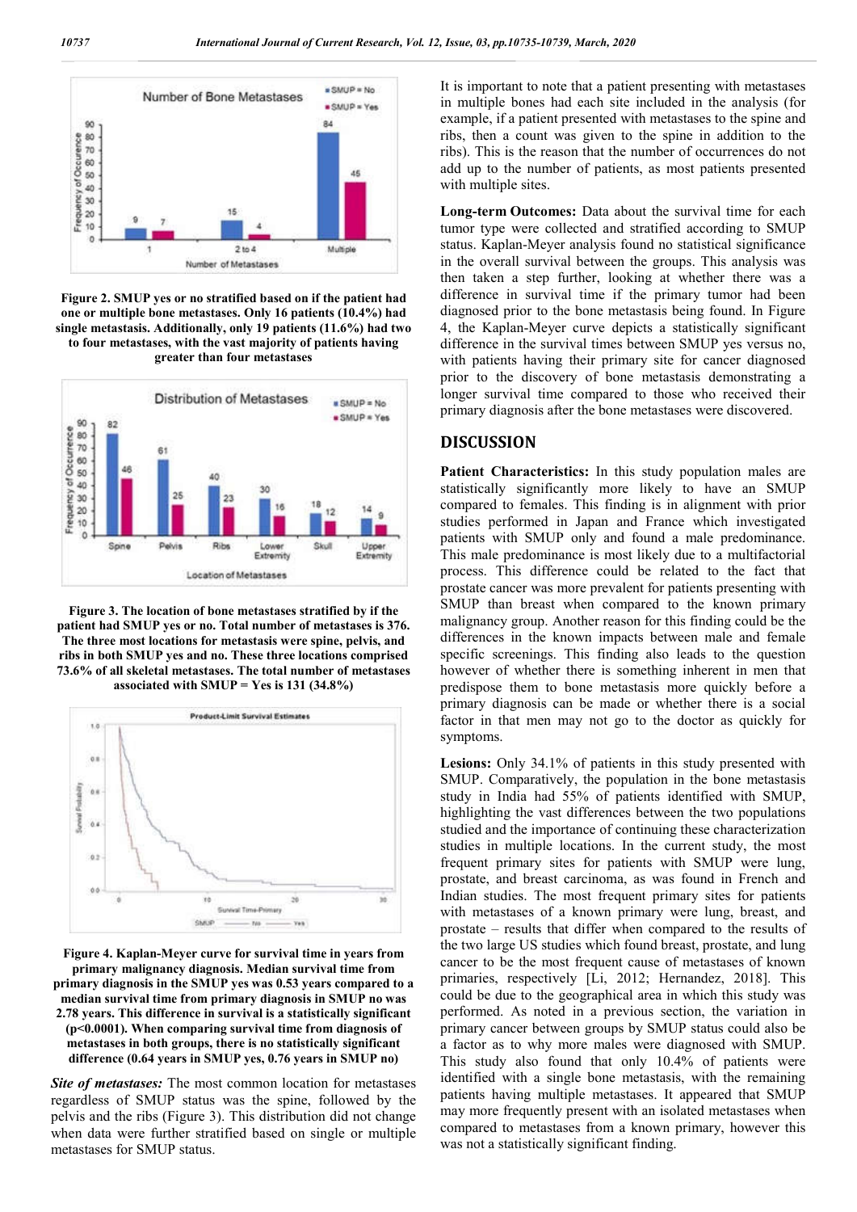Figure 2. SMUP yes or no stratified based on if the patient had one or multiple bone metastases. Only 16 patients (10.4%) had single metastasis. Additionally, only 19 patients (11.6%) had two to four metastases, with the vast majority of patients having greater than four metastases

Figure 3. The location of bone metastases stratified by if the patient had SMUP yes or no. Total number of metastases is 376. The three most locations for metastasis were spine, pelvis, and ribs in both SMUP yes and no. These three locations comprised 73.6% of all skeletal metastases. The total number of metastases associated with SMUP = Yes is 131 (34.8%)

Figure 4. Kaplan-Meyer curve for survival time in years from primary malignancy diagnosis. Median survival time from primary diagnosis in the SMUP yes was 0.53 years compared to a median survival time from primary diagnosis in SMUP no was 2.78 years. This difference in survival is a statistically significant ($p<0.0001$). When comparing survival time from diagnosis of metastases in both groups, there is no statistically significant difference (0.64 years in SMUP yes, 0.76 years in SMUP no)

***Site of metastases:*** The most common location for metastases regardless of SMUP status was the spine, followed by the pelvis and the ribs (Figure 3). This distribution did not change when data were further stratified based on single or multiple metastases for SMUP status.

It is important to note that a patient presenting with metastases in multiple bones had each site included in the analysis (for example, if a patient presented with metastases to the spine and ribs, then a count was given to the spine in addition to the ribs). This is the reason that the number of occurrences do not add up to the number of patients, as most patients presented with multiple sites.

**Long-term Outcomes:** Data about the survival time for each tumor type were collected and stratified according to SMUP status. Kaplan-Meyer analysis found no statistical significance in the overall survival between the groups. This analysis was then taken a step further, looking at whether there was a difference in survival time if the primary tumor had been diagnosed prior to the bone metastasis being found. In Figure 4, the Kaplan-Meyer curve depicts a statistically significant difference in the survival times between SMUP yes versus no, with patients having their primary site for cancer diagnosed prior to the discovery of bone metastasis demonstrating a longer survival time compared to those who received their primary diagnosis after the bone metastases were discovered.

## DISCUSSION

**Patient Characteristics:** In this study population males are statistically significantly more likely to have an SMUP compared to females. This finding is in alignment with prior studies performed in Japan and France which investigated patients with SMUP only and found a male predominance. This male predominance is most likely due to a multifactorial process. This difference could be related to the fact that prostate cancer was more prevalent for patients presenting with SMUP than breast when compared to the known primary malignancy group. Another reason for this finding could be the differences in the known impacts between male and female specific screenings. This finding also leads to the question however of whether there is something inherent in men that predispose them to bone metastasis more quickly before a primary diagnosis can be made or whether there is a social factor in that men may not go to the doctor as quickly for symptoms.

**Lesions:** Only 34.1% of patients in this study presented with SMUP. Comparatively, the population in the bone metastasis study in India had 55% of patients identified with SMUP, highlighting the vast differences between the two populations studied and the importance of continuing these characterization studies in multiple locations. In the current study, the most frequent primary sites for patients with SMUP were lung, prostate, and breast carcinoma, as was found in French and Indian studies. The most frequent primary sites for patients with metastases of a known primary were lung, breast, and prostate – results that differ when compared to the results of the two large US studies which found breast, prostate, and lung cancer to be the most frequent cause of metastases of known primaries, respectively [Li, 2012; Hernandez, 2018]. This could be due to the geographical area in which this study was performed. As noted in a previous section, the variation in primary cancer between groups by SMUP status could also be a factor as to why more males were diagnosed with SMUP. This study also found that only 10.4% of patients were identified with a single bone metastasis, with the remaining patients having multiple metastases. It appeared that SMUP may more frequently present with an isolated metastases when compared to metastases from a known primary, however this was not a statistically significant finding.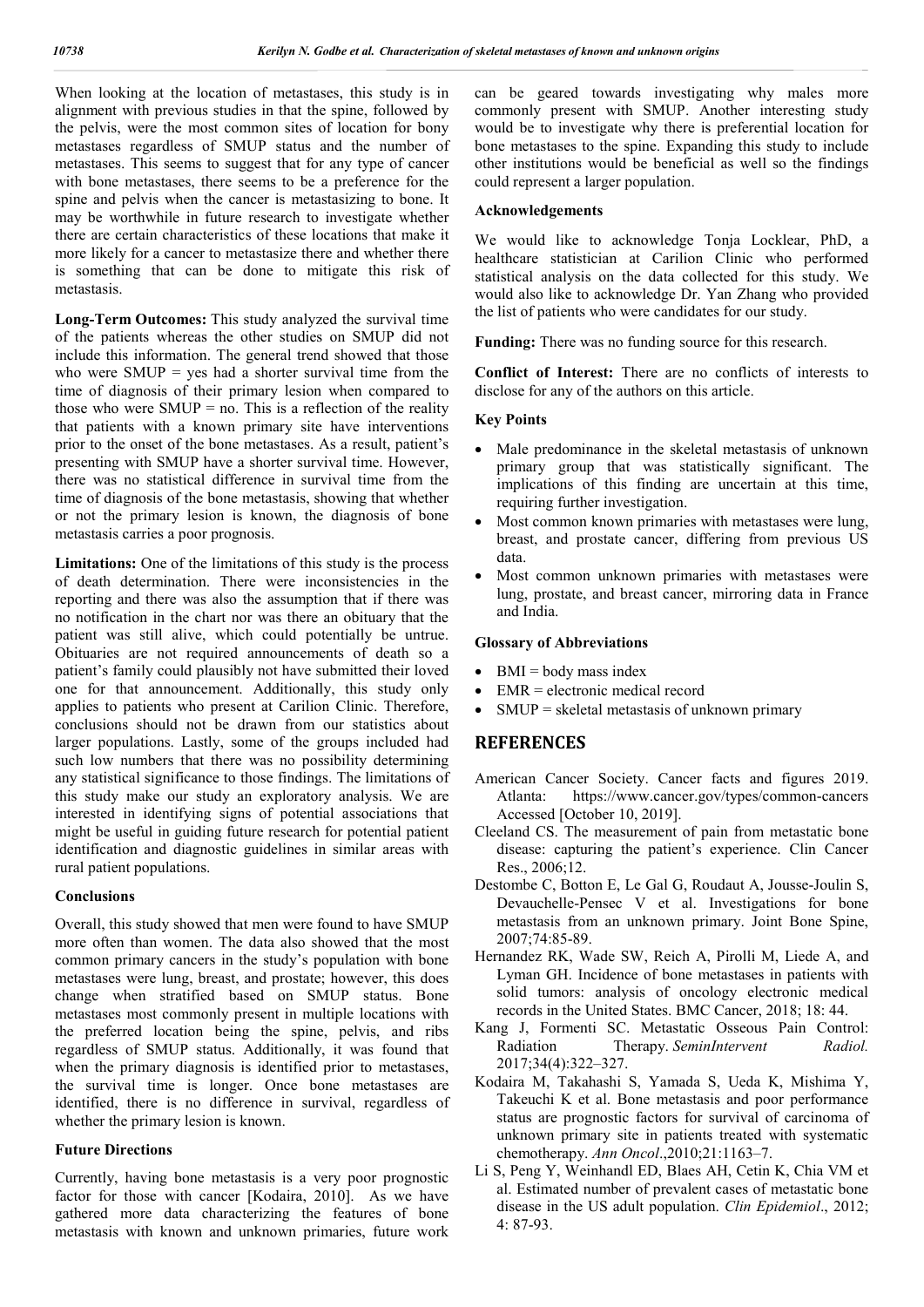When looking at the location of metastases, this study is in alignment with previous studies in that the spine, followed by the pelvis, were the most common sites of location for bony metastases regardless of SMUP status and the number of metastases. This seems to suggest that for any type of cancer with bone metastases, there seems to be a preference for the spine and pelvis when the cancer is metastasizing to bone. It may be worthwhile in future research to investigate whether there are certain characteristics of these locations that make it more likely for a cancer to metastasize there and whether there is something that can be done to mitigate this risk of metastasis.

**Long-Term Outcomes:** This study analyzed the survival time of the patients whereas the other studies on SMUP did not include this information. The general trend showed that those who were SMUP = yes had a shorter survival time from the time of diagnosis of their primary lesion when compared to those who were SMUP = no. This is a reflection of the reality that patients with a known primary site have interventions prior to the onset of the bone metastases. As a result, patient's presenting with SMUP have a shorter survival time. However, there was no statistical difference in survival time from the time of diagnosis of the bone metastasis, showing that whether or not the primary lesion is known, the diagnosis of bone metastasis carries a poor prognosis.

**Limitations:** One of the limitations of this study is the process of death determination. There were inconsistencies in the reporting and there was also the assumption that if there was no notification in the chart nor was there an obituary that the patient was still alive, which could potentially be untrue. Obituaries are not required announcements of death so a patient's family could plausibly not have submitted their loved one for that announcement. Additionally, this study only applies to patients who present at Carilion Clinic. Therefore, conclusions should not be drawn from our statistics about larger populations. Lastly, some of the groups included had such low numbers that there was no possibility determining any statistical significance to those findings. The limitations of this study make our study an exploratory analysis. We are interested in identifying signs of potential associations that might be useful in guiding future research for potential patient identification and diagnostic guidelines in similar areas with rural patient populations.

### Conclusions

Overall, this study showed that men were found to have SMUP more often than women. The data also showed that the most common primary cancers in the study's population with bone metastases were lung, breast, and prostate; however, this does change when stratified based on SMUP status. Bone metastases most commonly present in multiple locations with the preferred location being the spine, pelvis, and ribs regardless of SMUP status. Additionally, it was found that when the primary diagnosis is identified prior to metastases, the survival time is longer. Once bone metastases are identified, there is no difference in survival, regardless of whether the primary lesion is known.

### Future Directions

Currently, having bone metastasis is a very poor prognostic factor for those with cancer [Kodaira, 2010]. As we have gathered more data characterizing the features of bone metastasis with known and unknown primaries, future work can be geared towards investigating why males more commonly present with SMUP. Another interesting study would be to investigate why there is preferential location for bone metastases to the spine. Expanding this study to include other institutions would be beneficial as well so the findings could represent a larger population.

### Acknowledgements

We would like to acknowledge Tonja Locklear, PhD, a healthcare statistician at Carilion Clinic who performed statistical analysis on the data collected for this study. We would also like to acknowledge Dr. Yan Zhang who provided the list of patients who were candidates for our study.

**Funding:** There was no funding source for this research.

**Conflict of Interest:** There are no conflicts of interests to disclose for any of the authors on this article.

### Key Points

- Male predominance in the skeletal metastasis of unknown primary group that was statistically significant. The implications of this finding are uncertain at this time, requiring further investigation.
- Most common known primaries with metastases were lung, breast, and prostate cancer, differing from previous US data.
- Most common unknown primaries with metastases were lung, prostate, and breast cancer, mirroring data in France and India.

### Glossary of Abbreviations

- BMI = body mass index
- EMR = electronic medical record
- SMUP = skeletal metastasis of unknown primary

## REFERENCES

American Cancer Society. Cancer facts and figures 2019. Atlanta: https://www.cancer.gov/types/common-cancers Accessed [October 10, 2019].

Cleeland CS. The measurement of pain from metastatic bone disease: capturing the patient's experience. Clin Cancer Res., 2006;12.

Destombe C, Botton E, Le Gal G, Roudaut A, Jousse-Joulin S, Devauchelle-Pensec V et al. Investigations for bone metastasis from an unknown primary. Joint Bone Spine, 2007;74:85-89.

Hernandez RK, Wade SW, Reich A, Pirolli M, Liede A, and Lyman GH. Incidence of bone metastases in patients with solid tumors: analysis of oncology electronic medical records in the United States. BMC Cancer, 2018; 18: 44.

Kang J, Formenti SC. Metastatic Osseous Pain Control: Radiation Therapy. *SeminIntervent Radiol.* 2017;34(4):322–327.

Kodaira M, Takahashi S, Yamada S, Ueda K, Mishima Y, Takeuchi K et al. Bone metastasis and poor performance status are prognostic factors for survival of carcinoma of unknown primary site in patients treated with systematic chemotherapy. *Ann Oncol*.,2010;21:1163–7.

Li S, Peng Y, Weinhandl ED, Blaes AH, Cetin K, Chia VM et al. Estimated number of prevalent cases of metastatic bone disease in the US adult population. *Clin Epidemiol*., 2012; 4: 87-93.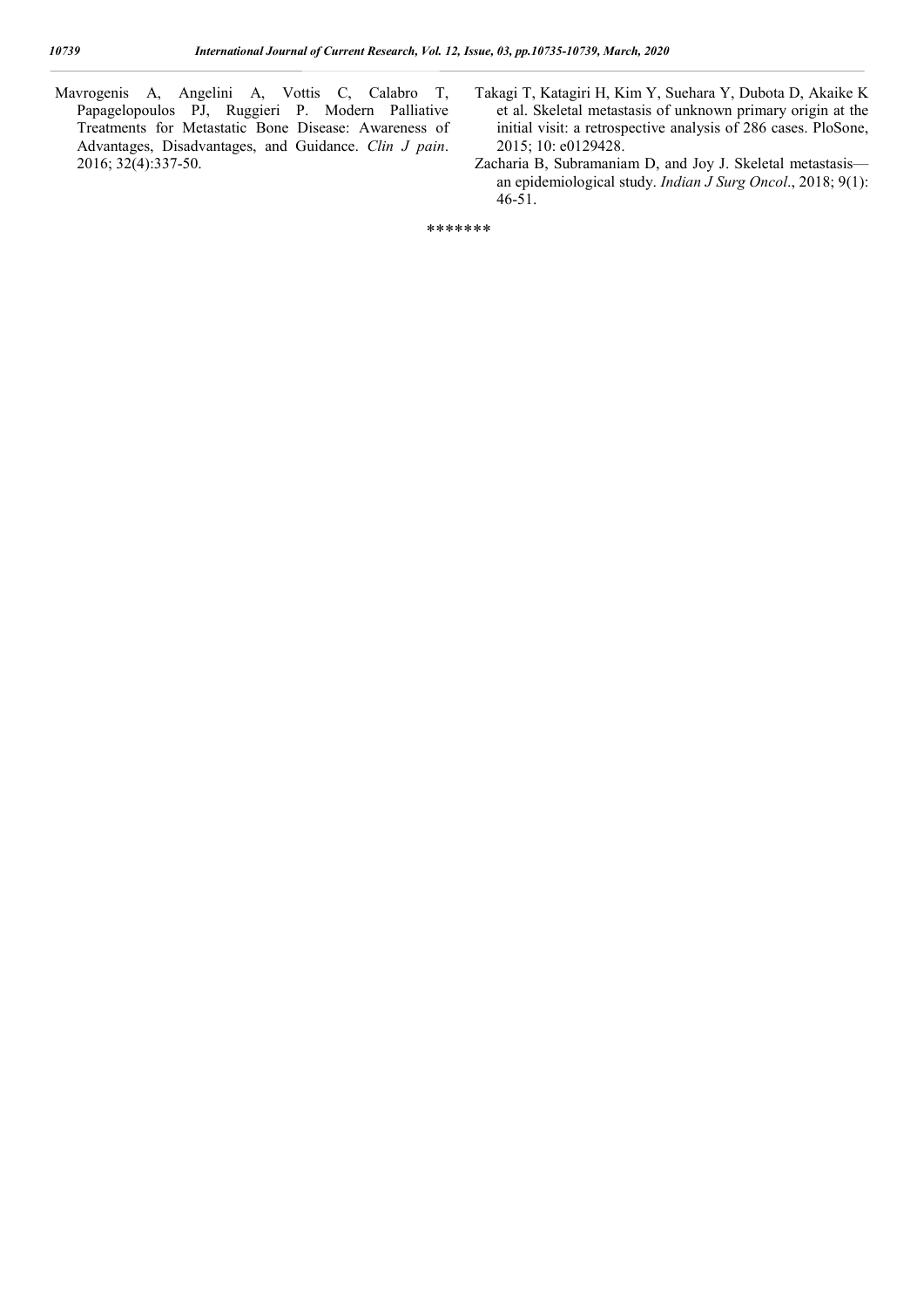Mavrogenis A, Angelini A, Vottis C, Calabro T, Papagelopoulos PJ, Ruggieri P. Modern Palliative Treatments for Metastatic Bone Disease: Awareness of Advantages, Disadvantages, and Guidance. *Clin J pain*. 2016; 32(4):337-50.

Takagi T, Katagiri H, Kim Y, Suehara Y, Dubota D, Akaike K et al. Skeletal metastasis of unknown primary origin at the initial visit: a retrospective analysis of 286 cases. PloSone, 2015; 10: e0129428.

Zacharia B, Subramaniam D, and Joy J. Skeletal metastasis—an epidemiological study. *Indian J Surg Oncol*., 2018; 9(1): 46-51.

*******